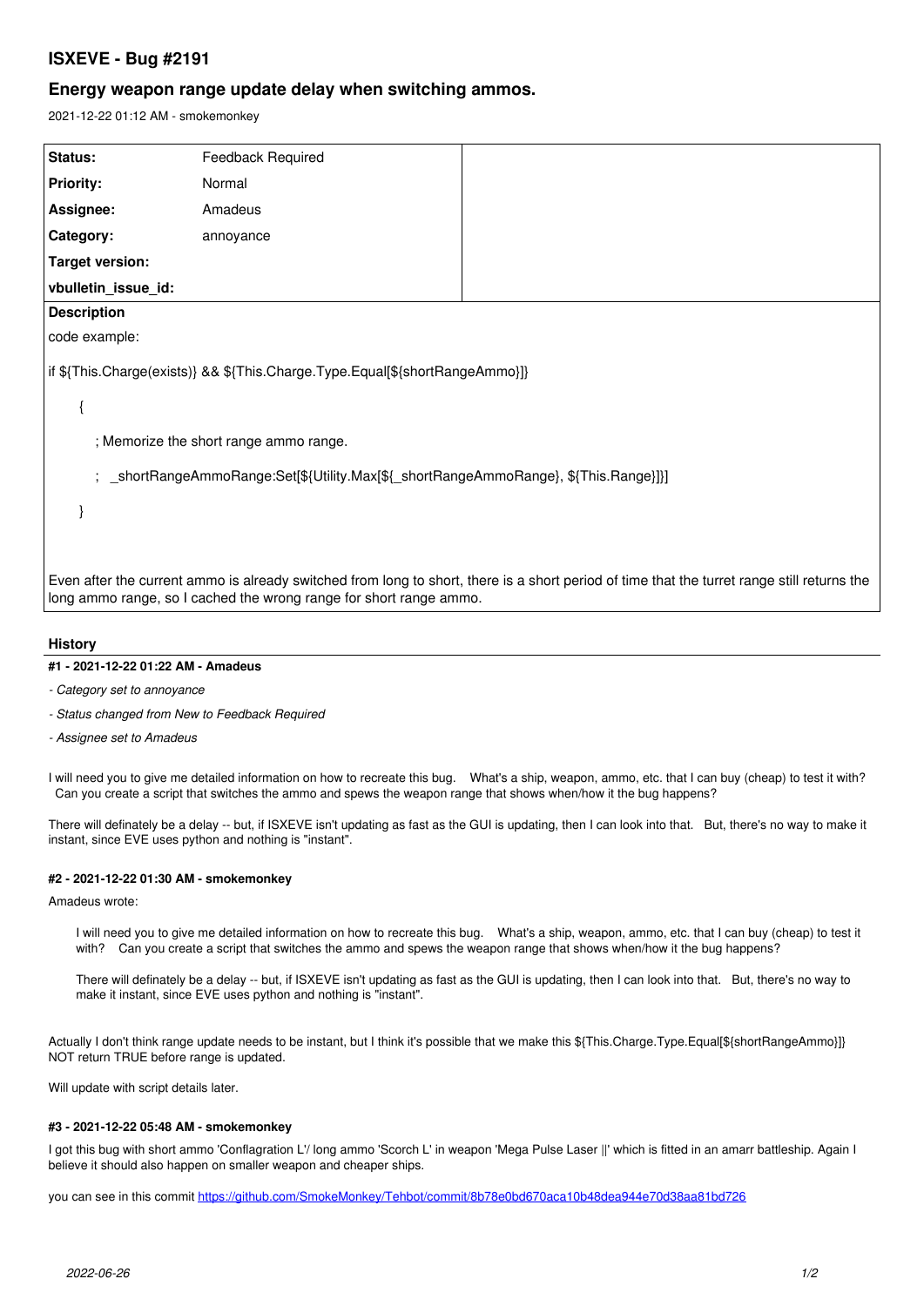# ISXEVE - Bug #2191

## Energy weapon range update delay when switching ammos.

2021-12-22 01:12 AM - smokemonkey

| | | |
|---|---|---|
| **Status:** | Feedback Required | |
| **Priority:** | Normal | |
| **Assignee:** | Amadeus | |
| **Category:** | annoyance | |
| **Target version:** | | |
| **vbulletin_issue_id:** | | |

**Description**

code example:

```
if ${This.Charge(exists)} && ${This.Charge.Type.Equal[${shortRangeAmmo}]}
    {
        ; Memorize the short range ammo range.
        ;  _shortRangeAmmoRange:Set[${Utility.Max[${_shortRangeAmmoRange}, ${This.Range}]}]
    }
```

Even after the current ammo is already switched from long to short, there is a short period of time that the turret range still returns the long ammo range, so I cached the wrong range for short range ammo.

### History

#### #1 - 2021-12-22 01:22 AM - Amadeus

*- Category set to annoyance*

*- Status changed from New to Feedback Required*

*- Assignee set to Amadeus*

I will need you to give me detailed information on how to recreate this bug. What's a ship, weapon, ammo, etc. that I can buy (cheap) to test it with? Can you create a script that switches the ammo and spews the weapon range that shows when/how it the bug happens?

There will definately be a delay -- but, if ISXEVE isn't updating as fast as the GUI is updating, then I can look into that. But, there's no way to make it instant, since EVE uses python and nothing is "instant".

#### #2 - 2021-12-22 01:30 AM - smokemonkey

Amadeus wrote:

> I will need you to give me detailed information on how to recreate this bug. What's a ship, weapon, ammo, etc. that I can buy (cheap) to test it with? Can you create a script that switches the ammo and spews the weapon range that shows when/how it the bug happens?
>
> There will definately be a delay -- but, if ISXEVE isn't updating as fast as the GUI is updating, then I can look into that. But, there's no way to make it instant, since EVE uses python and nothing is "instant".

Actually I don't think range update needs to be instant, but I think it's possible that we make this ${This.Charge.Type.Equal[${shortRangeAmmo}]} NOT return TRUE before range is updated.

Will update with script details later.

#### #3 - 2021-12-22 05:48 AM - smokemonkey

I got this bug with short ammo 'Conflagration L'/ long ammo 'Scorch L' in weapon 'Mega Pulse Laser ||' which is fitted in an amarr battleship. Again I believe it should also happen on smaller weapon and cheaper ships.

you can see in this commit https://github.com/SmokeMonkey/Tehbot/commit/8b78e0bd670aca10b48dea944e70d38aa81bd726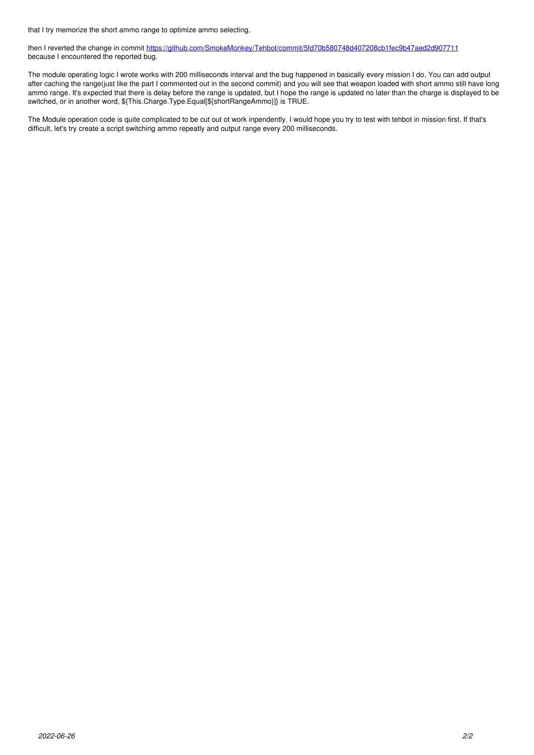that I try memorize the short ammo range to optimize ammo selecting,

then I reverted the change in commit https://github.com/SmokeMonkey/Tehbot/commit/5fd70b580748d407208cb1fec9b47aed2d907711 because I encountered the reported bug.

The module operating logic I wrote works with 200 milliseconds interval and the bug happened in basically every mission I do. You can add output after caching the range(just like the part I commented out in the second commit) and you will see that weapon loaded with short ammo still have long ammo range. It's expected that there is delay before the range is updated, but I hope the range is updated no later than the charge is displayed to be switched, or in another word, ${This.Charge.Type.Equal[${shortRangeAmmo}]} is TRUE.

The Module operation code is quite complicated to be cut out ot work inpendently. I would hope you try to test with tehbot in mission first. If that's difficult, let's try create a script switching ammo repeatly and output range every 200 milliseconds.